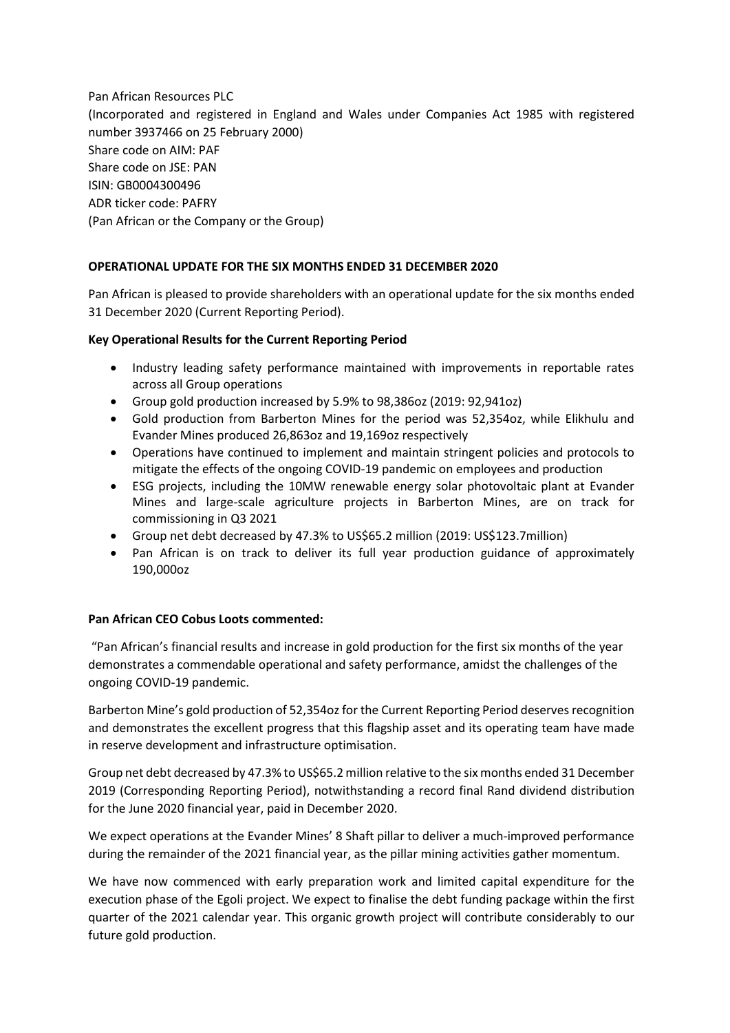Pan African Resources PLC
(Incorporated and registered in England and Wales under Companies Act 1985 with registered number 3937466 on 25 February 2000)
Share code on AIM: PAF
Share code on JSE: PAN
ISIN: GB0004300496
ADR ticker code: PAFRY
(Pan African or the Company or the Group)

**OPERATIONAL UPDATE FOR THE SIX MONTHS ENDED 31 DECEMBER 2020**

Pan African is pleased to provide shareholders with an operational update for the six months ended 31 December 2020 (Current Reporting Period).

**Key Operational Results for the Current Reporting Period**

- Industry leading safety performance maintained with improvements in reportable rates across all Group operations
- Group gold production increased by 5.9% to 98,386oz (2019: 92,941oz)
- Gold production from Barberton Mines for the period was 52,354oz, while Elikhulu and Evander Mines produced 26,863oz and 19,169oz respectively
- Operations have continued to implement and maintain stringent policies and protocols to mitigate the effects of the ongoing COVID-19 pandemic on employees and production
- ESG projects, including the 10MW renewable energy solar photovoltaic plant at Evander Mines and large-scale agriculture projects in Barberton Mines, are on track for commissioning in Q3 2021
- Group net debt decreased by 47.3% to US$65.2 million (2019: US$123.7million)
- Pan African is on track to deliver its full year production guidance of approximately 190,000oz

**Pan African CEO Cobus Loots commented:**

"Pan African's financial results and increase in gold production for the first six months of the year demonstrates a commendable operational and safety performance, amidst the challenges of the ongoing COVID-19 pandemic.

Barberton Mine's gold production of 52,354oz for the Current Reporting Period deserves recognition and demonstrates the excellent progress that this flagship asset and its operating team have made in reserve development and infrastructure optimisation.

Group net debt decreased by 47.3% to US$65.2 million relative to the six months ended 31 December 2019 (Corresponding Reporting Period), notwithstanding a record final Rand dividend distribution for the June 2020 financial year, paid in December 2020.

We expect operations at the Evander Mines' 8 Shaft pillar to deliver a much-improved performance during the remainder of the 2021 financial year, as the pillar mining activities gather momentum.

We have now commenced with early preparation work and limited capital expenditure for the execution phase of the Egoli project. We expect to finalise the debt funding package within the first quarter of the 2021 calendar year. This organic growth project will contribute considerably to our future gold production.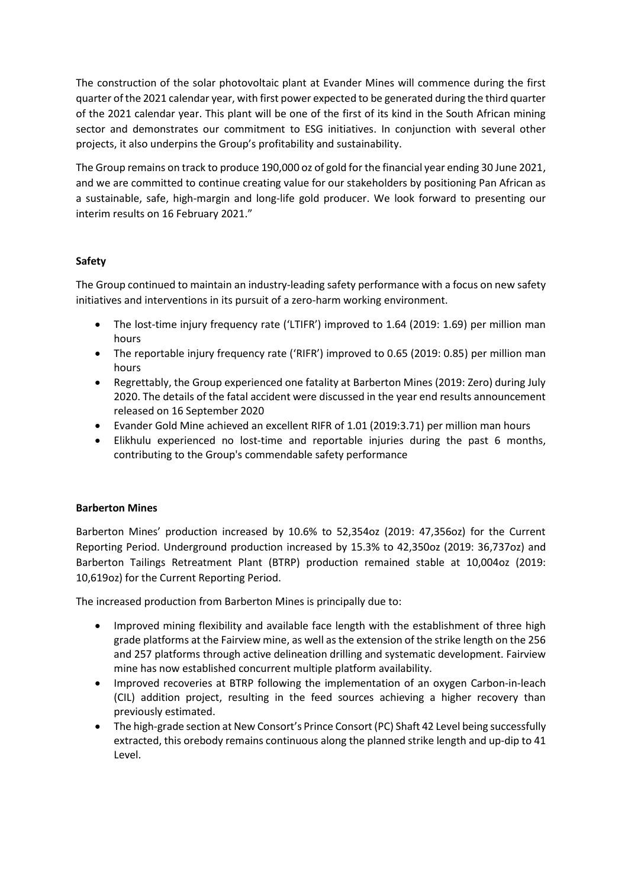The construction of the solar photovoltaic plant at Evander Mines will commence during the first quarter of the 2021 calendar year, with first power expected to be generated during the third quarter of the 2021 calendar year. This plant will be one of the first of its kind in the South African mining sector and demonstrates our commitment to ESG initiatives. In conjunction with several other projects, it also underpins the Group's profitability and sustainability.

The Group remains on track to produce 190,000 oz of gold for the financial year ending 30 June 2021, and we are committed to continue creating value for our stakeholders by positioning Pan African as a sustainable, safe, high-margin and long-life gold producer. We look forward to presenting our interim results on 16 February 2021."

**Safety**

The Group continued to maintain an industry-leading safety performance with a focus on new safety initiatives and interventions in its pursuit of a zero-harm working environment.

- The lost-time injury frequency rate ('LTIFR') improved to 1.64 (2019: 1.69) per million man hours
- The reportable injury frequency rate ('RIFR') improved to 0.65 (2019: 0.85) per million man hours
- Regrettably, the Group experienced one fatality at Barberton Mines (2019: Zero) during July 2020. The details of the fatal accident were discussed in the year end results announcement released on 16 September 2020
- Evander Gold Mine achieved an excellent RIFR of 1.01 (2019:3.71) per million man hours
- Elikhulu experienced no lost-time and reportable injuries during the past 6 months, contributing to the Group's commendable safety performance

**Barberton Mines**

Barberton Mines' production increased by 10.6% to 52,354oz (2019: 47,356oz) for the Current Reporting Period. Underground production increased by 15.3% to 42,350oz (2019: 36,737oz) and Barberton Tailings Retreatment Plant (BTRP) production remained stable at 10,004oz (2019: 10,619oz) for the Current Reporting Period.

The increased production from Barberton Mines is principally due to:

- Improved mining flexibility and available face length with the establishment of three high grade platforms at the Fairview mine, as well as the extension of the strike length on the 256 and 257 platforms through active delineation drilling and systematic development. Fairview mine has now established concurrent multiple platform availability.
- Improved recoveries at BTRP following the implementation of an oxygen Carbon-in-leach (CIL) addition project, resulting in the feed sources achieving a higher recovery than previously estimated.
- The high-grade section at New Consort's Prince Consort (PC) Shaft 42 Level being successfully extracted, this orebody remains continuous along the planned strike length and up-dip to 41 Level.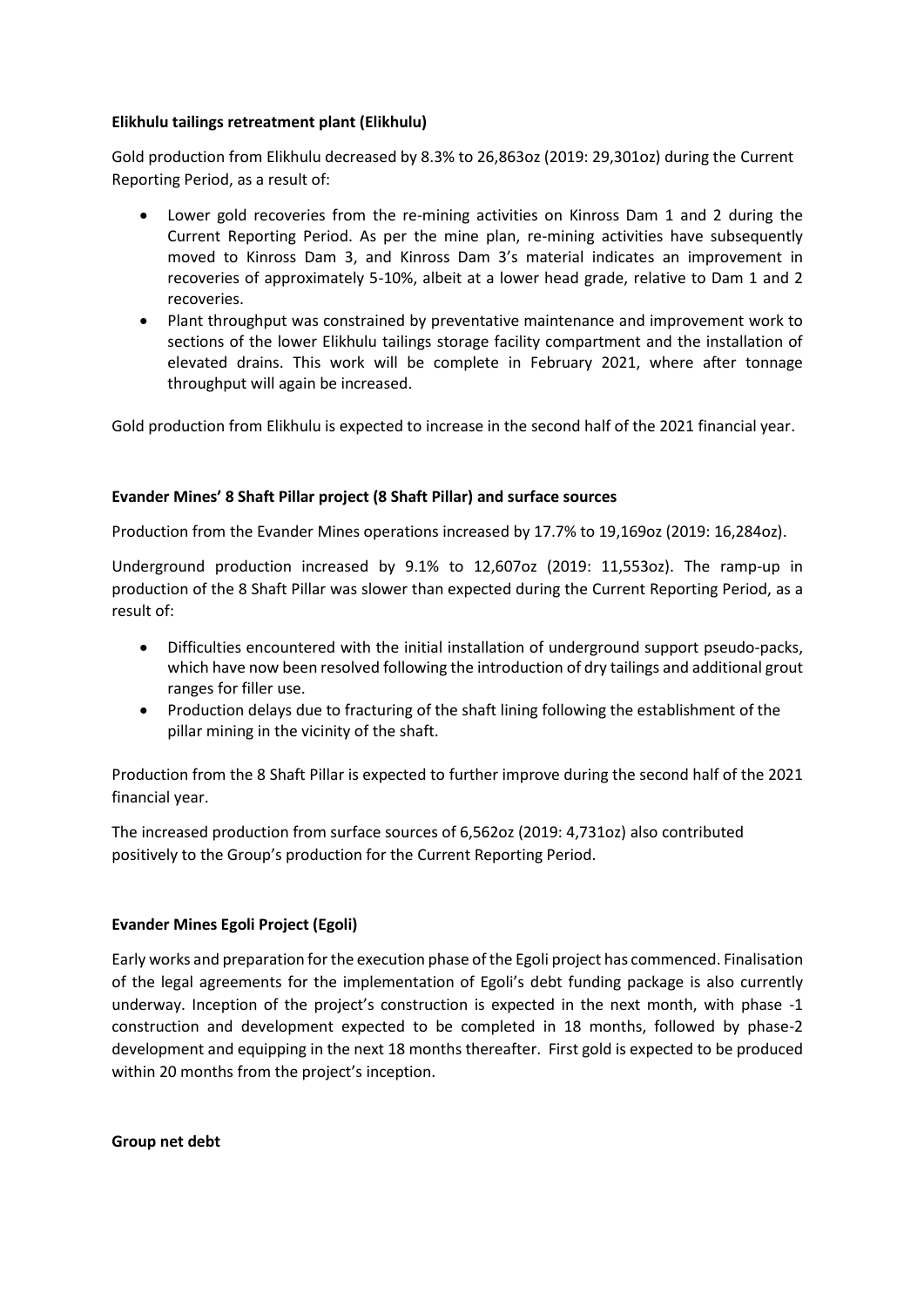**Elikhulu tailings retreatment plant (Elikhulu)**

Gold production from Elikhulu decreased by 8.3% to 26,863oz (2019: 29,301oz) during the Current Reporting Period, as a result of:

- Lower gold recoveries from the re-mining activities on Kinross Dam 1 and 2 during the Current Reporting Period. As per the mine plan, re-mining activities have subsequently moved to Kinross Dam 3, and Kinross Dam 3's material indicates an improvement in recoveries of approximately 5-10%, albeit at a lower head grade, relative to Dam 1 and 2 recoveries.
- Plant throughput was constrained by preventative maintenance and improvement work to sections of the lower Elikhulu tailings storage facility compartment and the installation of elevated drains. This work will be complete in February 2021, where after tonnage throughput will again be increased.

Gold production from Elikhulu is expected to increase in the second half of the 2021 financial year.

**Evander Mines' 8 Shaft Pillar project (8 Shaft Pillar) and surface sources**

Production from the Evander Mines operations increased by 17.7% to 19,169oz (2019: 16,284oz).

Underground production increased by 9.1% to 12,607oz (2019: 11,553oz). The ramp-up in production of the 8 Shaft Pillar was slower than expected during the Current Reporting Period, as a result of:

- Difficulties encountered with the initial installation of underground support pseudo-packs, which have now been resolved following the introduction of dry tailings and additional grout ranges for filler use.
- Production delays due to fracturing of the shaft lining following the establishment of the pillar mining in the vicinity of the shaft.

Production from the 8 Shaft Pillar is expected to further improve during the second half of the 2021 financial year.

The increased production from surface sources of 6,562oz (2019: 4,731oz) also contributed positively to the Group's production for the Current Reporting Period.

**Evander Mines Egoli Project (Egoli)**

Early works and preparation for the execution phase of the Egoli project has commenced. Finalisation of the legal agreements for the implementation of Egoli's debt funding package is also currently underway. Inception of the project's construction is expected in the next month, with phase -1 construction and development expected to be completed in 18 months, followed by phase-2 development and equipping in the next 18 months thereafter. First gold is expected to be produced within 20 months from the project's inception.

**Group net debt**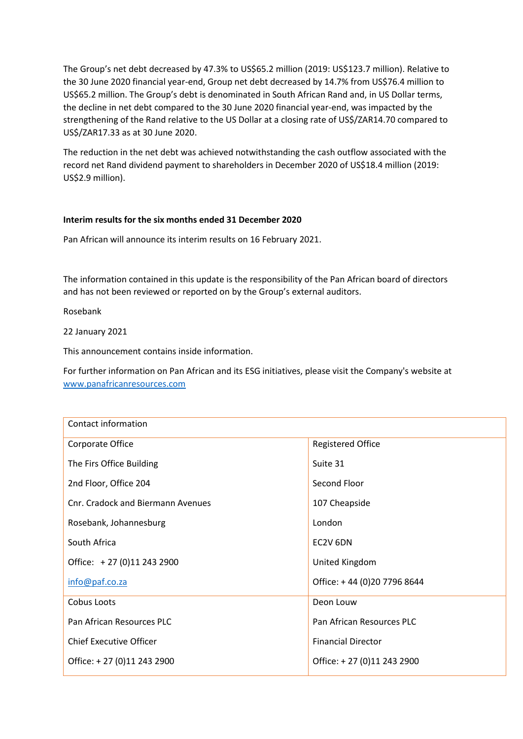The Group's net debt decreased by 47.3% to US$65.2 million (2019: US$123.7 million). Relative to the 30 June 2020 financial year-end, Group net debt decreased by 14.7% from US$76.4 million to US$65.2 million. The Group's debt is denominated in South African Rand and, in US Dollar terms, the decline in net debt compared to the 30 June 2020 financial year-end, was impacted by the strengthening of the Rand relative to the US Dollar at a closing rate of US$/ZAR14.70 compared to US$/ZAR17.33 as at 30 June 2020.

The reduction in the net debt was achieved notwithstanding the cash outflow associated with the record net Rand dividend payment to shareholders in December 2020 of US$18.4 million (2019: US$2.9 million).

**Interim results for the six months ended 31 December 2020**

Pan African will announce its interim results on 16 February 2021.

The information contained in this update is the responsibility of the Pan African board of directors and has not been reviewed or reported on by the Group's external auditors.

Rosebank

22 January 2021

This announcement contains inside information.

For further information on Pan African and its ESG initiatives, please visit the Company's website at www.panafricanresources.com

| Contact information | |
|---|---|
| Corporate Office<br>The Firs Office Building<br>2nd Floor, Office 204<br>Cnr. Cradock and Biermann Avenues<br>Rosebank, Johannesburg<br>South Africa<br>Office: + 27 (0)11 243 2900<br>info@paf.co.za | Registered Office<br>Suite 31<br>Second Floor<br>107 Cheapside<br>London<br>EC2V 6DN<br>United Kingdom<br>Office: + 44 (0)20 7796 8644 |
| Cobus Loots<br>Pan African Resources PLC<br>Chief Executive Officer<br>Office: + 27 (0)11 243 2900 | Deon Louw<br>Pan African Resources PLC<br>Financial Director<br>Office: + 27 (0)11 243 2900 |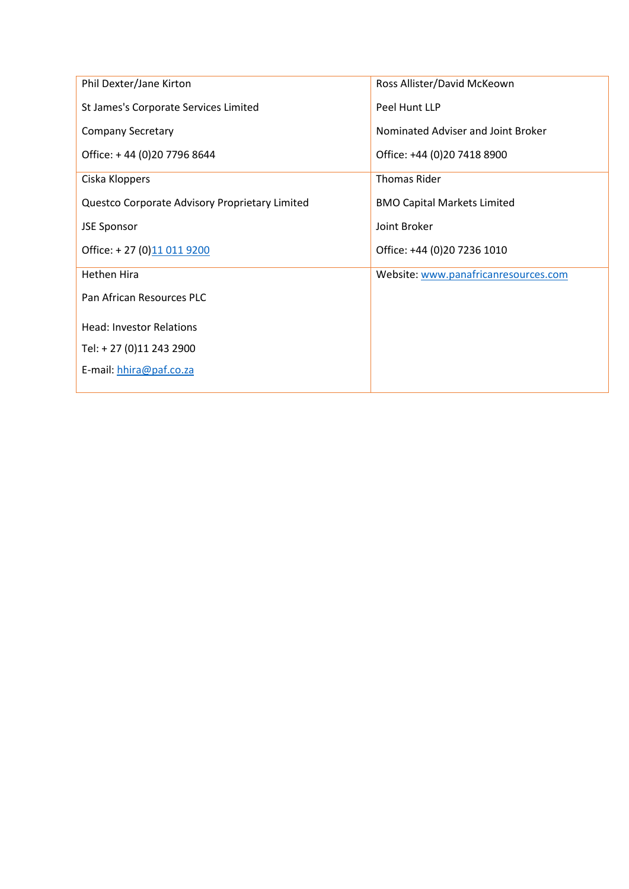| | |
|---|---|
| Phil Dexter/Jane Kirton<br><br>St James's Corporate Services Limited<br><br>Company Secretary<br><br>Office: + 44 (0)20 7796 8644 | Ross Allister/David McKeown<br><br>Peel Hunt LLP<br><br>Nominated Adviser and Joint Broker<br><br>Office: +44 (0)20 7418 8900 |
| Ciska Kloppers<br><br>Questco Corporate Advisory Proprietary Limited<br><br>JSE Sponsor<br><br>Office: + 27 (0)11 011 9200 | Thomas Rider<br><br>BMO Capital Markets Limited<br><br>Joint Broker<br><br>Office: +44 (0)20 7236 1010 |
| Hethen Hira<br><br>Pan African Resources PLC<br><br>Head: Investor Relations<br><br>Tel: + 27 (0)11 243 2900<br><br>E-mail: hhira@paf.co.za | Website: www.panafricanresources.com |